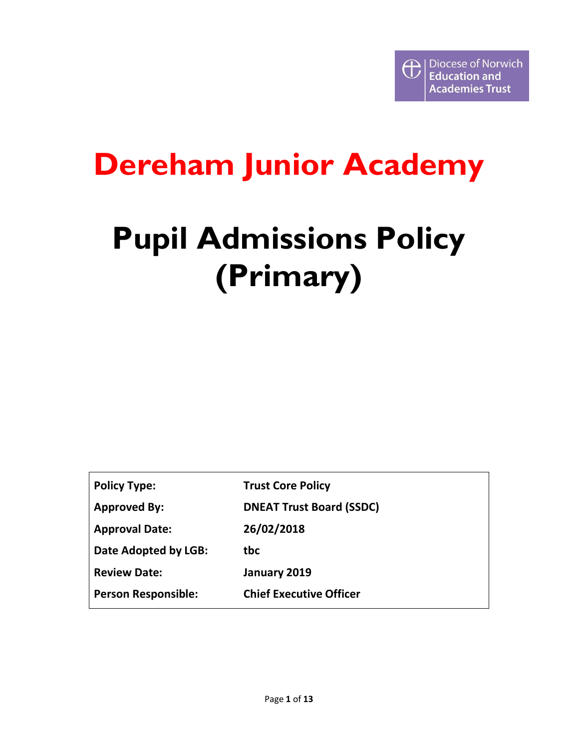Diocese of Norwich Education and Academies Trust

# Dereham Junior Academy

# Pupil Admissions Policy (Primary)

| | |
|---|---|
| **Policy Type:** | **Trust Core Policy** |
| **Approved By:** | **DNEAT Trust Board (SSDC)** |
| **Approval Date:** | **26/02/2018** |
| **Date Adopted by LGB:** | **tbc** |
| **Review Date:** | **January 2019** |
| **Person Responsible:** | **Chief Executive Officer** |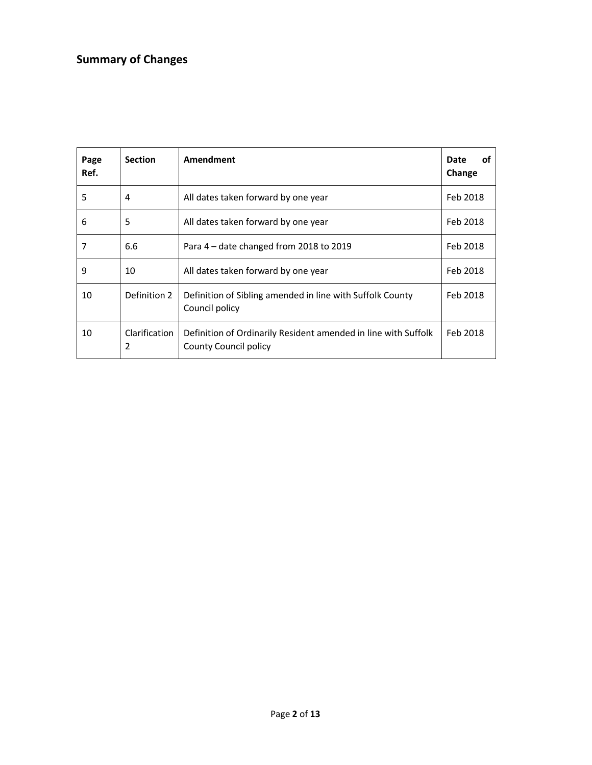## Summary of Changes

| Page Ref. | Section | Amendment | Date of Change |
|---|---|---|---|
| 5 | 4 | All dates taken forward by one year | Feb 2018 |
| 6 | 5 | All dates taken forward by one year | Feb 2018 |
| 7 | 6.6 | Para 4 – date changed from 2018 to 2019 | Feb 2018 |
| 9 | 10 | All dates taken forward by one year | Feb 2018 |
| 10 | Definition 2 | Definition of Sibling amended in line with Suffolk County Council policy | Feb 2018 |
| 10 | Clarification 2 | Definition of Ordinarily Resident amended in line with Suffolk County Council policy | Feb 2018 |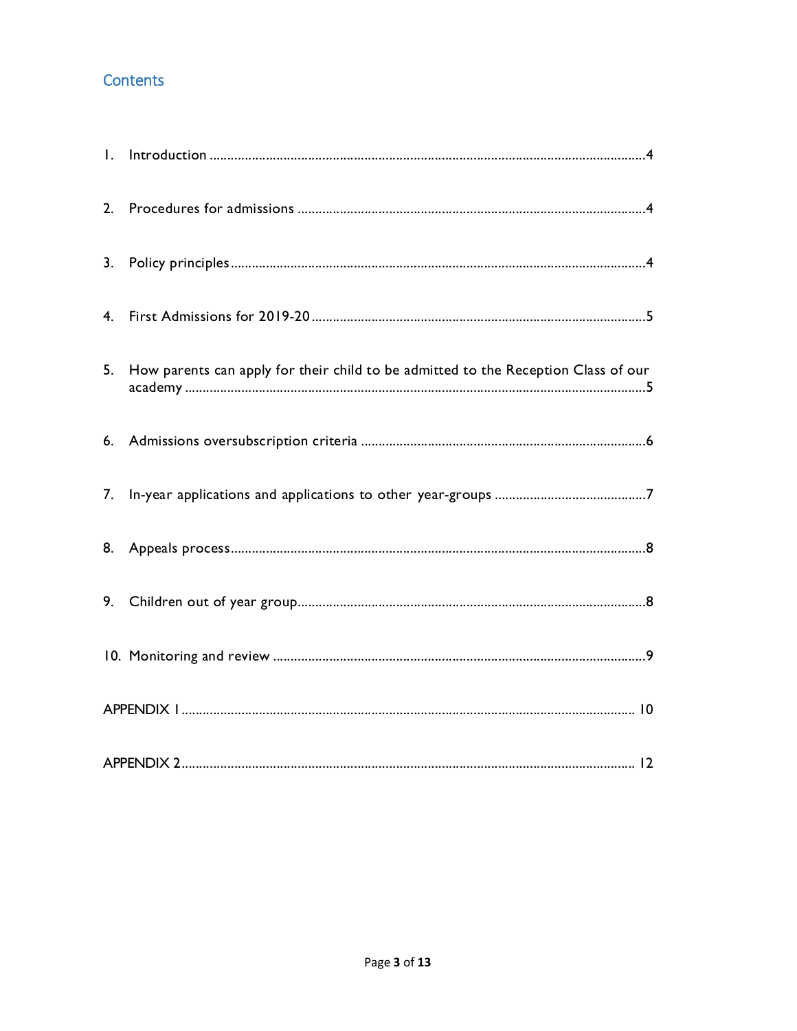## Contents

1. Introduction ........................................................................................................................4
2. Procedures for admissions ..................................................................................................4
3. Policy principles ..................................................................................................................4
4. First Admissions for 2019-20 ..............................................................................................5
5. How parents can apply for their child to be admitted to the Reception Class of our academy ..................................................................................................................................5
6. Admissions oversubscription criteria ..................................................................................6
7. In-year applications and applications to other year-groups ...........................................7
8. Appeals process ....................................................................................................................8
9. Children out of year group ..................................................................................................8
10. Monitoring and review .......................................................................................................9

APPENDIX 1 .............................................................................................................................. 10

APPENDIX 2 .............................................................................................................................. 12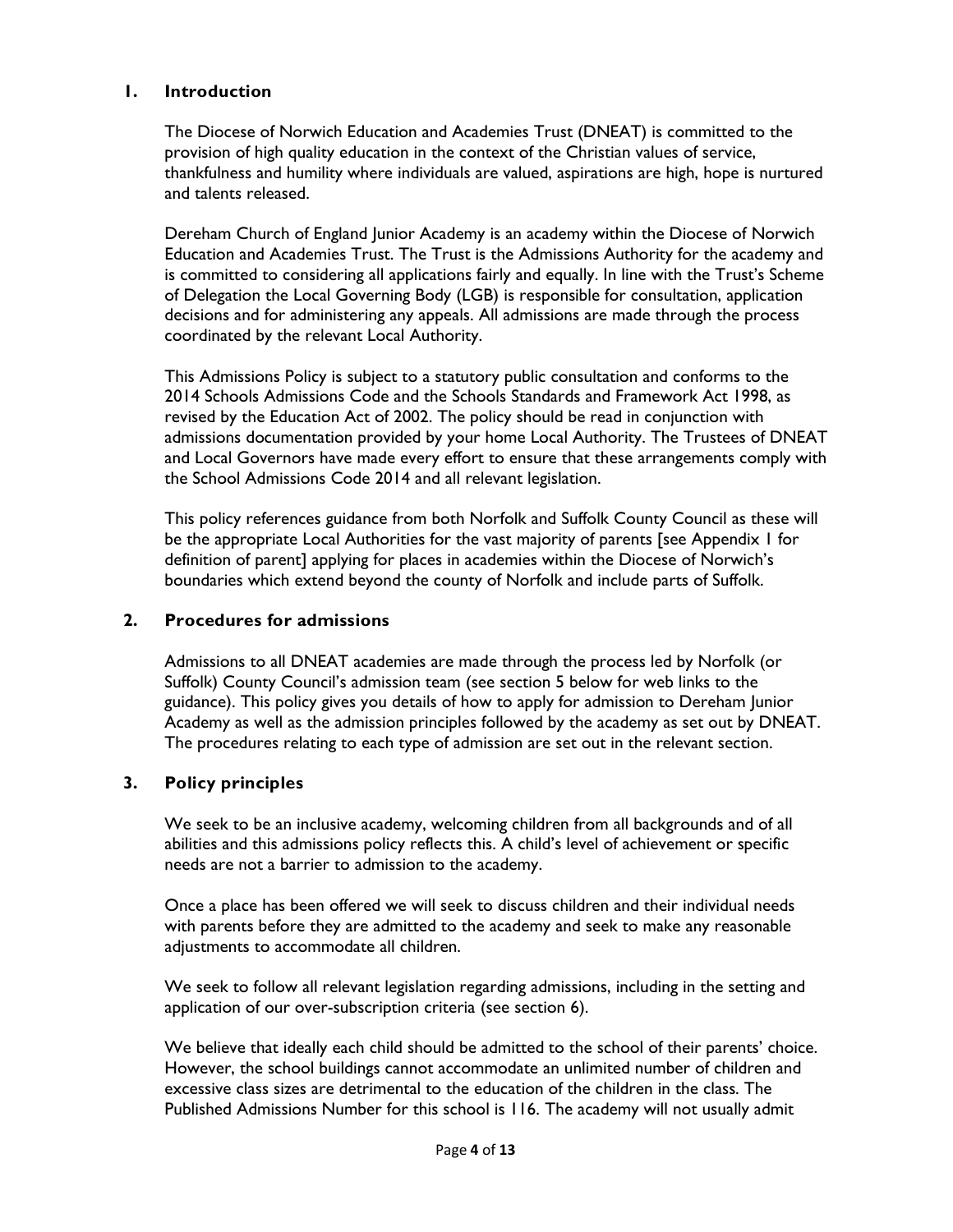## 1. Introduction

The Diocese of Norwich Education and Academies Trust (DNEAT) is committed to the provision of high quality education in the context of the Christian values of service, thankfulness and humility where individuals are valued, aspirations are high, hope is nurtured and talents released.

Dereham Church of England Junior Academy is an academy within the Diocese of Norwich Education and Academies Trust. The Trust is the Admissions Authority for the academy and is committed to considering all applications fairly and equally. In line with the Trust's Scheme of Delegation the Local Governing Body (LGB) is responsible for consultation, application decisions and for administering any appeals. All admissions are made through the process coordinated by the relevant Local Authority.

This Admissions Policy is subject to a statutory public consultation and conforms to the 2014 Schools Admissions Code and the Schools Standards and Framework Act 1998, as revised by the Education Act of 2002. The policy should be read in conjunction with admissions documentation provided by your home Local Authority. The Trustees of DNEAT and Local Governors have made every effort to ensure that these arrangements comply with the School Admissions Code 2014 and all relevant legislation.

This policy references guidance from both Norfolk and Suffolk County Council as these will be the appropriate Local Authorities for the vast majority of parents [see Appendix 1 for definition of parent] applying for places in academies within the Diocese of Norwich's boundaries which extend beyond the county of Norfolk and include parts of Suffolk.

## 2. Procedures for admissions

Admissions to all DNEAT academies are made through the process led by Norfolk (or Suffolk) County Council's admission team (see section 5 below for web links to the guidance). This policy gives you details of how to apply for admission to Dereham Junior Academy as well as the admission principles followed by the academy as set out by DNEAT. The procedures relating to each type of admission are set out in the relevant section.

## 3. Policy principles

We seek to be an inclusive academy, welcoming children from all backgrounds and of all abilities and this admissions policy reflects this. A child's level of achievement or specific needs are not a barrier to admission to the academy.

Once a place has been offered we will seek to discuss children and their individual needs with parents before they are admitted to the academy and seek to make any reasonable adjustments to accommodate all children.

We seek to follow all relevant legislation regarding admissions, including in the setting and application of our over-subscription criteria (see section 6).

We believe that ideally each child should be admitted to the school of their parents' choice. However, the school buildings cannot accommodate an unlimited number of children and excessive class sizes are detrimental to the education of the children in the class. The Published Admissions Number for this school is 116. The academy will not usually admit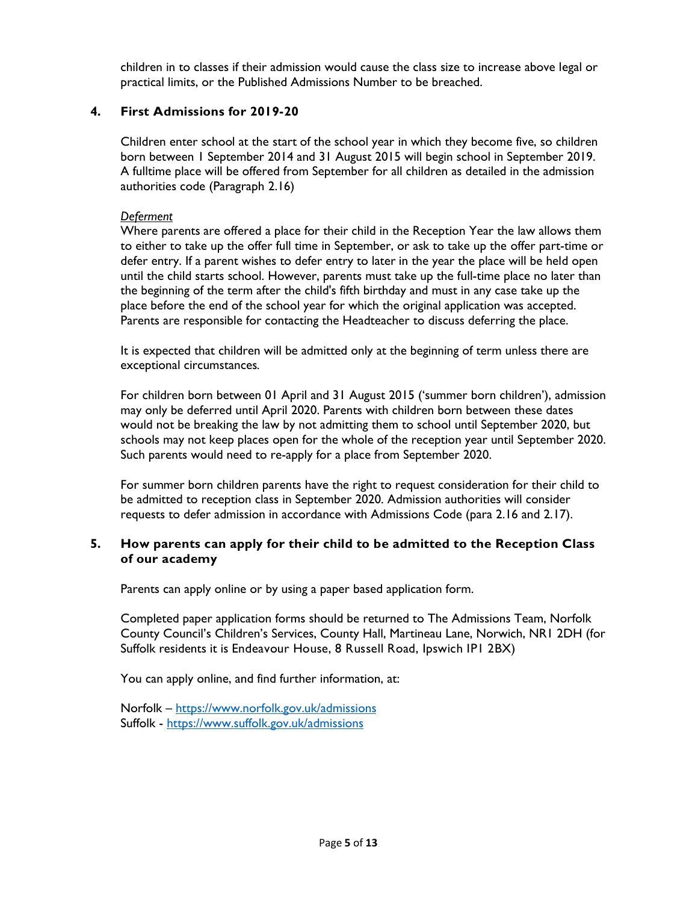children in to classes if their admission would cause the class size to increase above legal or practical limits, or the Published Admissions Number to be breached.

## 4. First Admissions for 2019-20

Children enter school at the start of the school year in which they become five, so children born between 1 September 2014 and 31 August 2015 will begin school in September 2019. A fulltime place will be offered from September for all children as detailed in the admission authorities code (Paragraph 2.16)

*Deferment*

Where parents are offered a place for their child in the Reception Year the law allows them to either to take up the offer full time in September, or ask to take up the offer part-time or defer entry. If a parent wishes to defer entry to later in the year the place will be held open until the child starts school. However, parents must take up the full-time place no later than the beginning of the term after the child's fifth birthday and must in any case take up the place before the end of the school year for which the original application was accepted. Parents are responsible for contacting the Headteacher to discuss deferring the place.

It is expected that children will be admitted only at the beginning of term unless there are exceptional circumstances.

For children born between 01 April and 31 August 2015 ('summer born children'), admission may only be deferred until April 2020. Parents with children born between these dates would not be breaking the law by not admitting them to school until September 2020, but schools may not keep places open for the whole of the reception year until September 2020. Such parents would need to re-apply for a place from September 2020.

For summer born children parents have the right to request consideration for their child to be admitted to reception class in September 2020. Admission authorities will consider requests to defer admission in accordance with Admissions Code (para 2.16 and 2.17).

## 5. How parents can apply for their child to be admitted to the Reception Class of our academy

Parents can apply online or by using a paper based application form.

Completed paper application forms should be returned to The Admissions Team, Norfolk County Council's Children's Services, County Hall, Martineau Lane, Norwich, NR1 2DH (for Suffolk residents it is Endeavour House, 8 Russell Road, Ipswich IP1 2BX)

You can apply online, and find further information, at:

Norfolk – https://www.norfolk.gov.uk/admissions
Suffolk - https://www.suffolk.gov.uk/admissions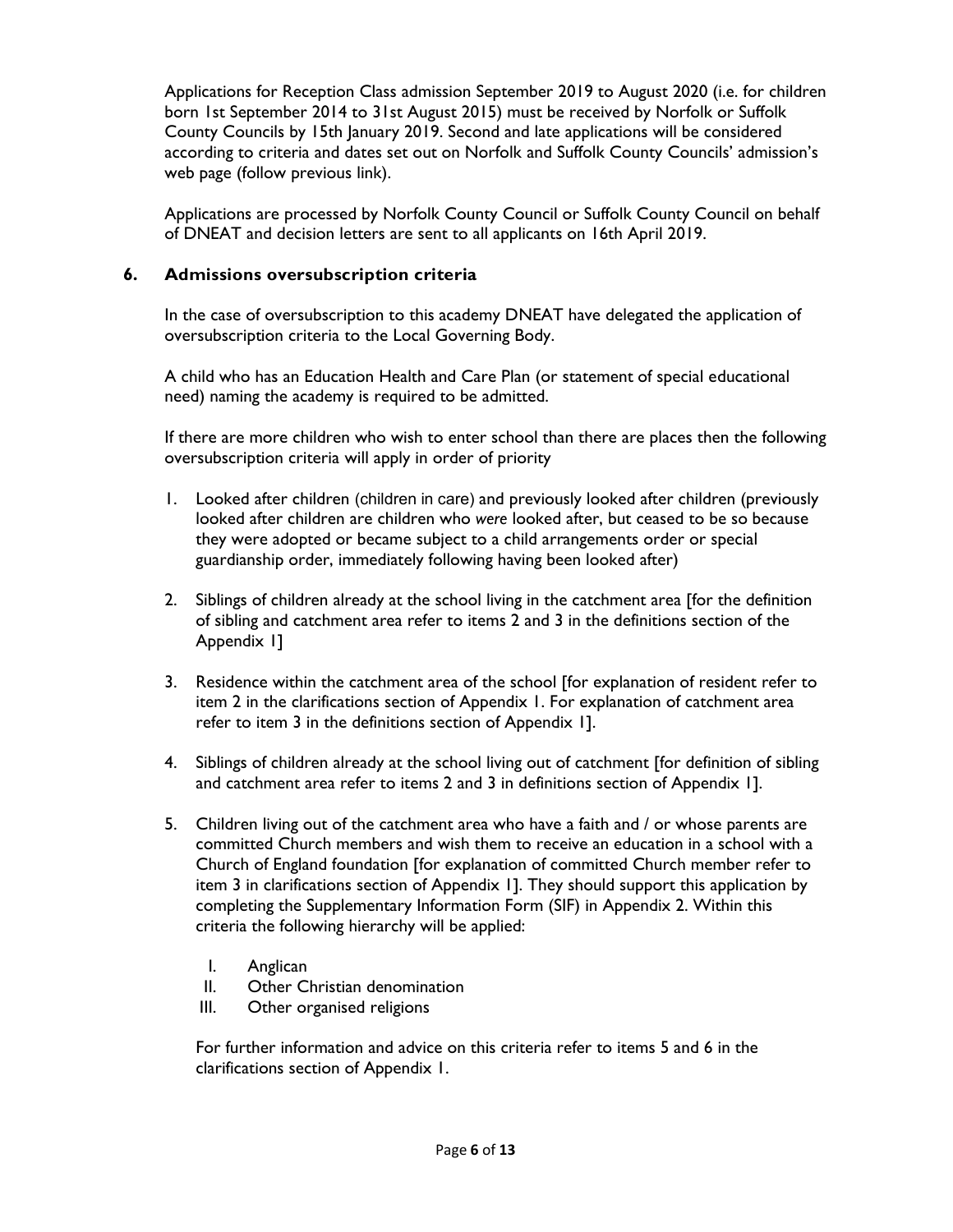Applications for Reception Class admission September 2019 to August 2020 (i.e. for children born 1st September 2014 to 31st August 2015) must be received by Norfolk or Suffolk County Councils by 15th January 2019. Second and late applications will be considered according to criteria and dates set out on Norfolk and Suffolk County Councils' admission's web page (follow previous link).

Applications are processed by Norfolk County Council or Suffolk County Council on behalf of DNEAT and decision letters are sent to all applicants on 16th April 2019.

## 6. Admissions oversubscription criteria

In the case of oversubscription to this academy DNEAT have delegated the application of oversubscription criteria to the Local Governing Body.

A child who has an Education Health and Care Plan (or statement of special educational need) naming the academy is required to be admitted.

If there are more children who wish to enter school than there are places then the following oversubscription criteria will apply in order of priority

1. Looked after children (children in care) and previously looked after children (previously looked after children are children who *were* looked after, but ceased to be so because they were adopted or became subject to a child arrangements order or special guardianship order, immediately following having been looked after)

2. Siblings of children already at the school living in the catchment area [for the definition of sibling and catchment area refer to items 2 and 3 in the definitions section of the Appendix 1]

3. Residence within the catchment area of the school [for explanation of resident refer to item 2 in the clarifications section of Appendix 1. For explanation of catchment area refer to item 3 in the definitions section of Appendix 1].

4. Siblings of children already at the school living out of catchment [for definition of sibling and catchment area refer to items 2 and 3 in definitions section of Appendix 1].

5. Children living out of the catchment area who have a faith and / or whose parents are committed Church members and wish them to receive an education in a school with a Church of England foundation [for explanation of committed Church member refer to item 3 in clarifications section of Appendix 1]. They should support this application by completing the Supplementary Information Form (SIF) in Appendix 2. Within this criteria the following hierarchy will be applied:

   I. Anglican
   II. Other Christian denomination
   III. Other organised religions

   For further information and advice on this criteria refer to items 5 and 6 in the clarifications section of Appendix 1.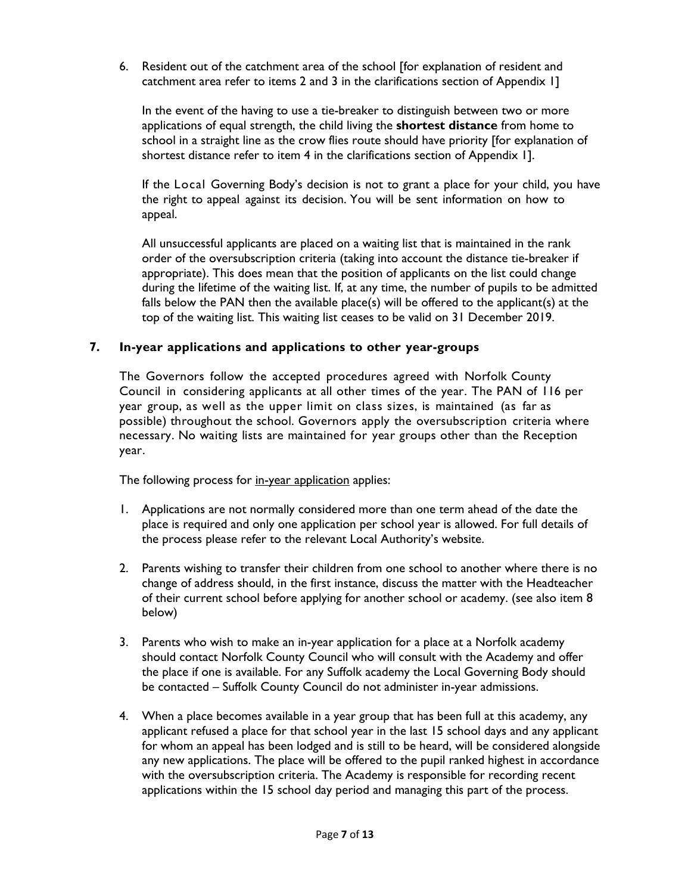6. Resident out of the catchment area of the school [for explanation of resident and catchment area refer to items 2 and 3 in the clarifications section of Appendix 1]

   In the event of the having to use a tie-breaker to distinguish between two or more applications of equal strength, the child living the **shortest distance** from home to school in a straight line as the crow flies route should have priority [for explanation of shortest distance refer to item 4 in the clarifications section of Appendix 1].

   If the Local Governing Body's decision is not to grant a place for your child, you have the right to appeal against its decision. You will be sent information on how to appeal.

   All unsuccessful applicants are placed on a waiting list that is maintained in the rank order of the oversubscription criteria (taking into account the distance tie-breaker if appropriate). This does mean that the position of applicants on the list could change during the lifetime of the waiting list. If, at any time, the number of pupils to be admitted falls below the PAN then the available place(s) will be offered to the applicant(s) at the top of the waiting list. This waiting list ceases to be valid on 31 December 2019.

## 7. In-year applications and applications to other year-groups

The Governors follow the accepted procedures agreed with Norfolk County Council in considering applicants at all other times of the year. The PAN of 116 per year group, as well as the upper limit on class sizes, is maintained (as far as possible) throughout the school. Governors apply the oversubscription criteria where necessary. No waiting lists are maintained for year groups other than the Reception year.

The following process for <u>in-year application</u> applies:

1. Applications are not normally considered more than one term ahead of the date the place is required and only one application per school year is allowed. For full details of the process please refer to the relevant Local Authority's website.

2. Parents wishing to transfer their children from one school to another where there is no change of address should, in the first instance, discuss the matter with the Headteacher of their current school before applying for another school or academy. (see also item 8 below)

3. Parents who wish to make an in-year application for a place at a Norfolk academy should contact Norfolk County Council who will consult with the Academy and offer the place if one is available. For any Suffolk academy the Local Governing Body should be contacted – Suffolk County Council do not administer in-year admissions.

4. When a place becomes available in a year group that has been full at this academy, any applicant refused a place for that school year in the last 15 school days and any applicant for whom an appeal has been lodged and is still to be heard, will be considered alongside any new applications. The place will be offered to the pupil ranked highest in accordance with the oversubscription criteria. The Academy is responsible for recording recent applications within the 15 school day period and managing this part of the process.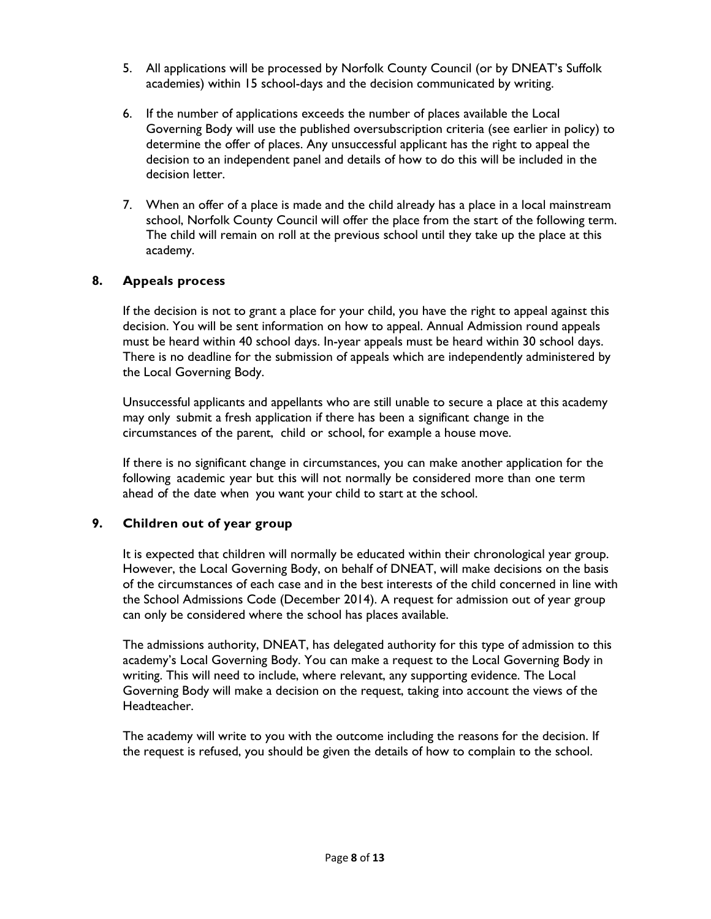5. All applications will be processed by Norfolk County Council (or by DNEAT's Suffolk academies) within 15 school-days and the decision communicated by writing.

6. If the number of applications exceeds the number of places available the Local Governing Body will use the published oversubscription criteria (see earlier in policy) to determine the offer of places. Any unsuccessful applicant has the right to appeal the decision to an independent panel and details of how to do this will be included in the decision letter.

7. When an offer of a place is made and the child already has a place in a local mainstream school, Norfolk County Council will offer the place from the start of the following term. The child will remain on roll at the previous school until they take up the place at this academy.

## 8. Appeals process

If the decision is not to grant a place for your child, you have the right to appeal against this decision. You will be sent information on how to appeal. Annual Admission round appeals must be heard within 40 school days. In-year appeals must be heard within 30 school days. There is no deadline for the submission of appeals which are independently administered by the Local Governing Body.

Unsuccessful applicants and appellants who are still unable to secure a place at this academy may only submit a fresh application if there has been a significant change in the circumstances of the parent, child or school, for example a house move.

If there is no significant change in circumstances, you can make another application for the following academic year but this will not normally be considered more than one term ahead of the date when you want your child to start at the school.

## 9. Children out of year group

It is expected that children will normally be educated within their chronological year group. However, the Local Governing Body, on behalf of DNEAT, will make decisions on the basis of the circumstances of each case and in the best interests of the child concerned in line with the School Admissions Code (December 2014). A request for admission out of year group can only be considered where the school has places available.

The admissions authority, DNEAT, has delegated authority for this type of admission to this academy's Local Governing Body. You can make a request to the Local Governing Body in writing. This will need to include, where relevant, any supporting evidence. The Local Governing Body will make a decision on the request, taking into account the views of the Headteacher.

The academy will write to you with the outcome including the reasons for the decision. If the request is refused, you should be given the details of how to complain to the school.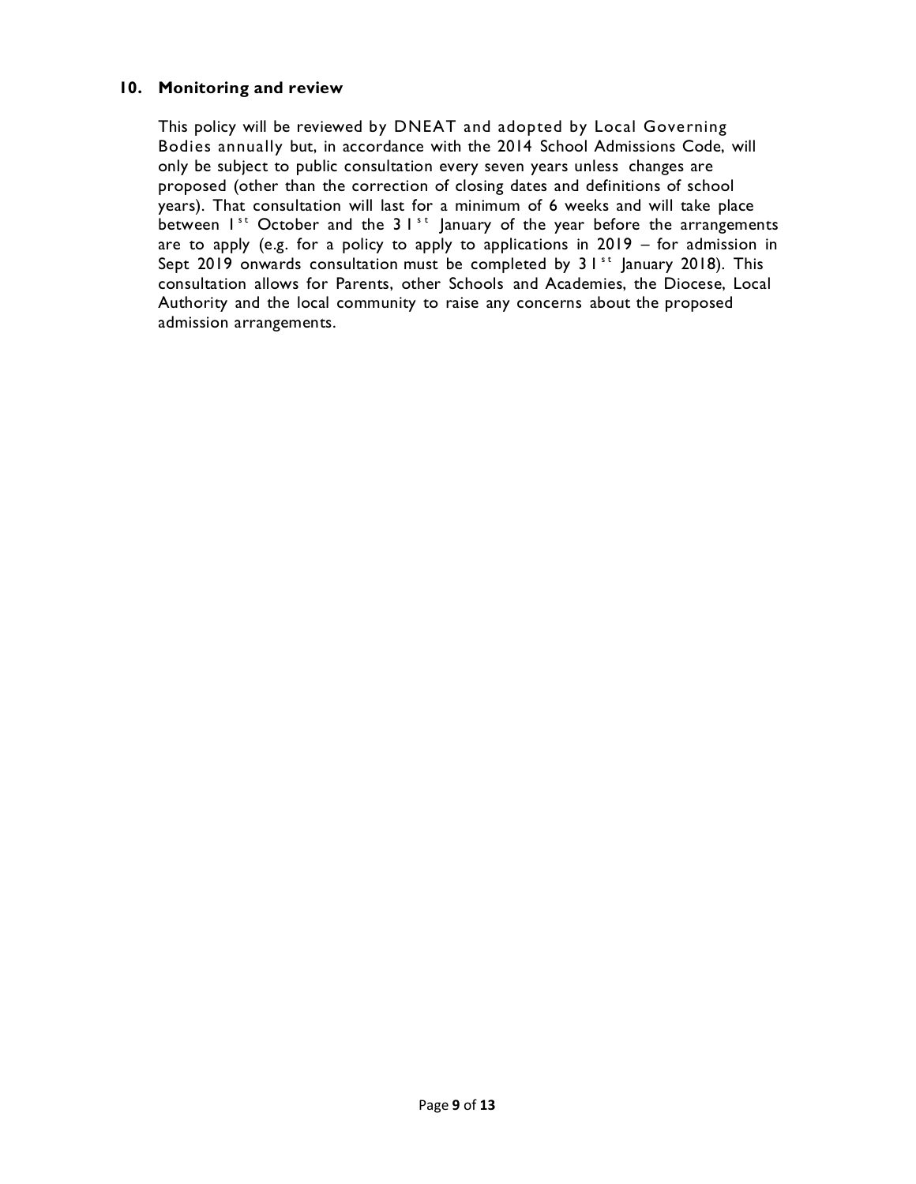## 10. Monitoring and review

This policy will be reviewed by DNEAT and adopted by Local Governing Bodies annually but, in accordance with the 2014 School Admissions Code, will only be subject to public consultation every seven years unless changes are proposed (other than the correction of closing dates and definitions of school years). That consultation will last for a minimum of 6 weeks and will take place between 1st October and the 31st January of the year before the arrangements are to apply (e.g. for a policy to apply to applications in 2019 – for admission in Sept 2019 onwards consultation must be completed by 31st January 2018). This consultation allows for Parents, other Schools and Academies, the Diocese, Local Authority and the local community to raise any concerns about the proposed admission arrangements.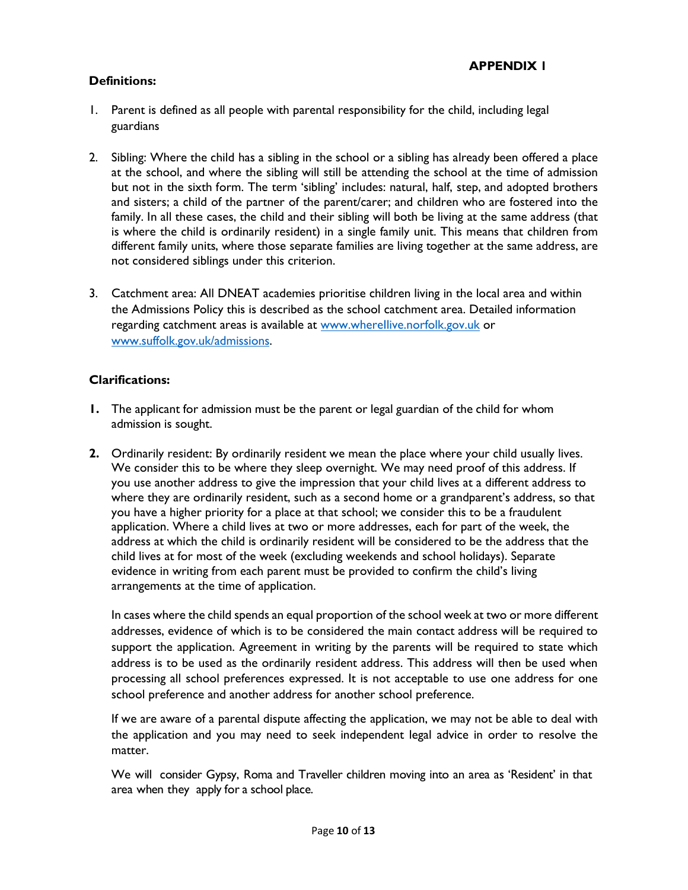**APPENDIX 1**

**Definitions:**

1. Parent is defined as all people with parental responsibility for the child, including legal guardians

2. Sibling: Where the child has a sibling in the school or a sibling has already been offered a place at the school, and where the sibling will still be attending the school at the time of admission but not in the sixth form. The term 'sibling' includes: natural, half, step, and adopted brothers and sisters; a child of the partner of the parent/carer; and children who are fostered into the family. In all these cases, the child and their sibling will both be living at the same address (that is where the child is ordinarily resident) in a single family unit. This means that children from different family units, where those separate families are living together at the same address, are not considered siblings under this criterion.

3. Catchment area: All DNEAT academies prioritise children living in the local area and within the Admissions Policy this is described as the school catchment area. Detailed information regarding catchment areas is available at [www.wherellive.norfolk.gov.uk](http://www.wherellive.norfolk.gov.uk) or [www.suffolk.gov.uk/admissions](http://www.suffolk.gov.uk/admissions).

**Clarifications:**

1. The applicant for admission must be the parent or legal guardian of the child for whom admission is sought.

2. Ordinarily resident: By ordinarily resident we mean the place where your child usually lives. We consider this to be where they sleep overnight. We may need proof of this address. If you use another address to give the impression that your child lives at a different address to where they are ordinarily resident, such as a second home or a grandparent's address, so that you have a higher priority for a place at that school; we consider this to be a fraudulent application. Where a child lives at two or more addresses, each for part of the week, the address at which the child is ordinarily resident will be considered to be the address that the child lives at for most of the week (excluding weekends and school holidays). Separate evidence in writing from each parent must be provided to confirm the child's living arrangements at the time of application.

   In cases where the child spends an equal proportion of the school week at two or more different addresses, evidence of which is to be considered the main contact address will be required to support the application. Agreement in writing by the parents will be required to state which address is to be used as the ordinarily resident address. This address will then be used when processing all school preferences expressed. It is not acceptable to use one address for one school preference and another address for another school preference.

   If we are aware of a parental dispute affecting the application, we may not be able to deal with the application and you may need to seek independent legal advice in order to resolve the matter.

   We will consider Gypsy, Roma and Traveller children moving into an area as 'Resident' in that area when they apply for a school place.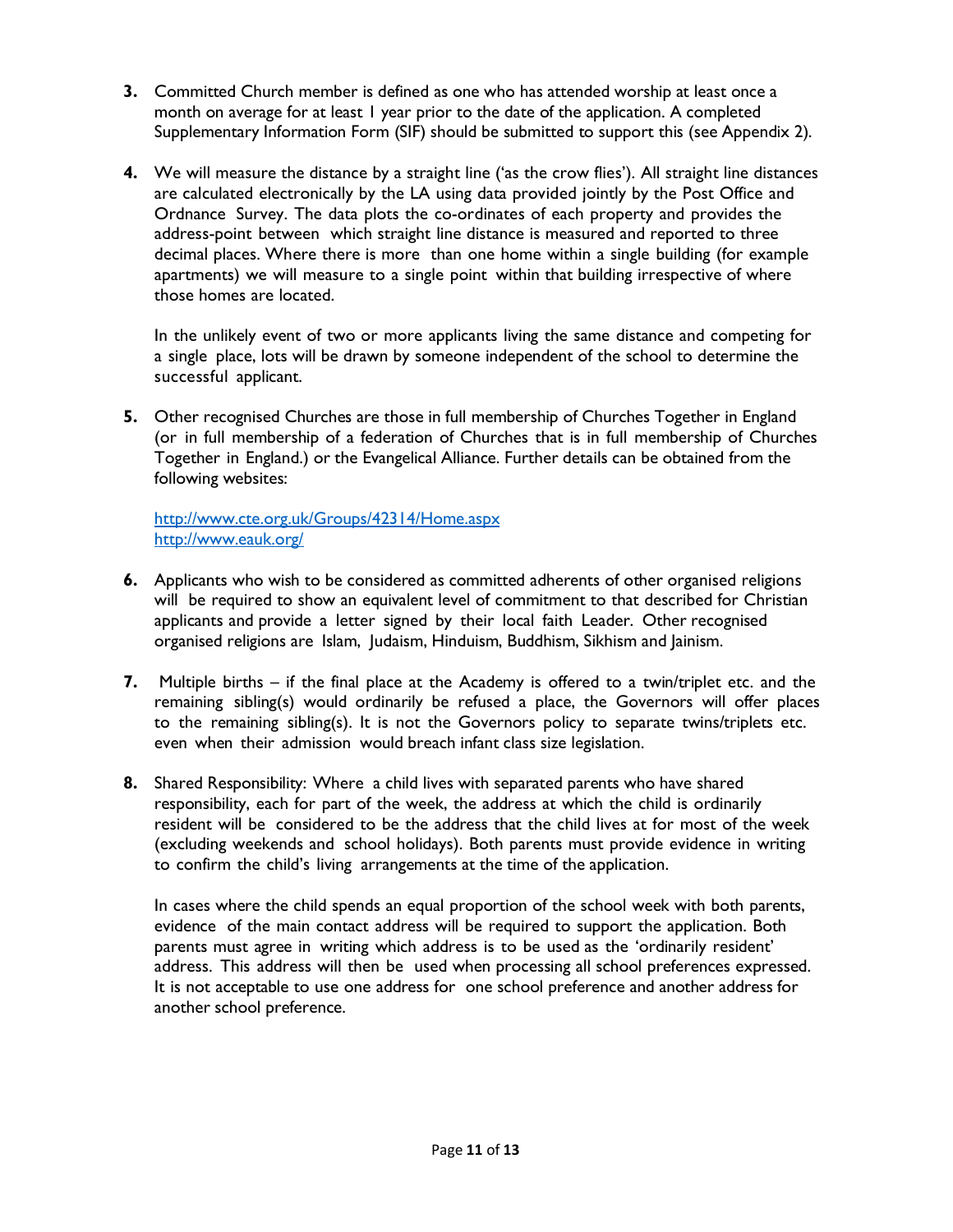3. Committed Church member is defined as one who has attended worship at least once a month on average for at least 1 year prior to the date of the application. A completed Supplementary Information Form (SIF) should be submitted to support this (see Appendix 2).

4. We will measure the distance by a straight line ('as the crow flies'). All straight line distances are calculated electronically by the LA using data provided jointly by the Post Office and Ordnance Survey. The data plots the co-ordinates of each property and provides the address-point between which straight line distance is measured and reported to three decimal places. Where there is more than one home within a single building (for example apartments) we will measure to a single point within that building irrespective of where those homes are located.

   In the unlikely event of two or more applicants living the same distance and competing for a single place, lots will be drawn by someone independent of the school to determine the successful applicant.

5. Other recognised Churches are those in full membership of Churches Together in England (or in full membership of a federation of Churches that is in full membership of Churches Together in England.) or the Evangelical Alliance. Further details can be obtained from the following websites:

   [http://www.cte.org.uk/Groups/42314/Home.aspx](http://www.cte.org.uk/Groups/42314/Home.aspx)
   [http://www.eauk.org/](http://www.eauk.org/)

6. Applicants who wish to be considered as committed adherents of other organised religions will be required to show an equivalent level of commitment to that described for Christian applicants and provide a letter signed by their local faith Leader. Other recognised organised religions are Islam, Judaism, Hinduism, Buddhism, Sikhism and Jainism.

7. Multiple births – if the final place at the Academy is offered to a twin/triplet etc. and the remaining sibling(s) would ordinarily be refused a place, the Governors will offer places to the remaining sibling(s). It is not the Governors policy to separate twins/triplets etc. even when their admission would breach infant class size legislation.

8. Shared Responsibility: Where a child lives with separated parents who have shared responsibility, each for part of the week, the address at which the child is ordinarily resident will be considered to be the address that the child lives at for most of the week (excluding weekends and school holidays). Both parents must provide evidence in writing to confirm the child's living arrangements at the time of the application.

   In cases where the child spends an equal proportion of the school week with both parents, evidence of the main contact address will be required to support the application. Both parents must agree in writing which address is to be used as the 'ordinarily resident' address. This address will then be used when processing all school preferences expressed. It is not acceptable to use one address for one school preference and another address for another school preference.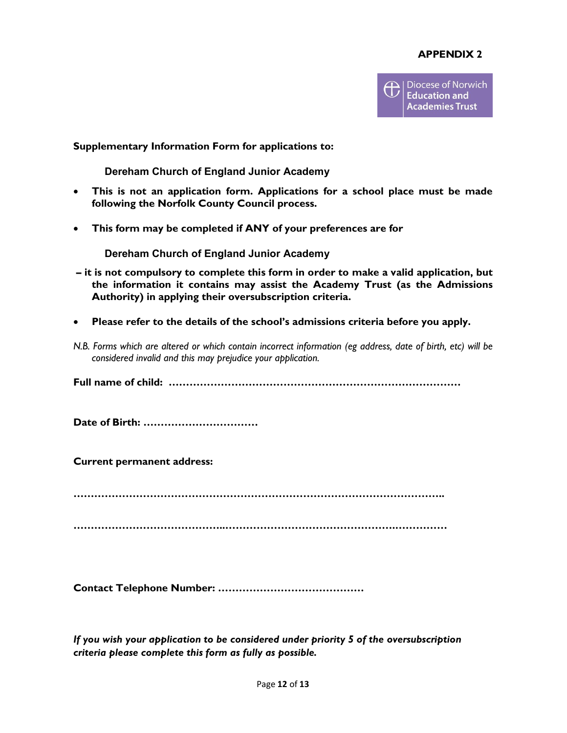**APPENDIX 2**

Diocese of Norwich **Education and Academies Trust**

**Supplementary Information Form for applications to:**

**Dereham Church of England Junior Academy**

- **This is not an application form. Applications for a school place must be made following the Norfolk County Council process.**
- **This form may be completed if ANY of your preferences are for**

  **Dereham Church of England Junior Academy**

**– it is not compulsory to complete this form in order to make a valid application, but the information it contains may assist the Academy Trust (as the Admissions Authority) in applying their oversubscription criteria.**

- **Please refer to the details of the school's admissions criteria before you apply.**

*N.B. Forms which are altered or which contain incorrect information (eg address, date of birth, etc) will be considered invalid and this may prejudice your application.*

**Full name of child: …………………………………………………………………………**

**Date of Birth: ……………………………**

**Current permanent address:**

……………………………………………………………………………………………..

……………………………………..……………………………………….……………

**Contact Telephone Number: ……………………………………**

***If you wish your application to be considered under priority 5 of the oversubscription criteria please complete this form as fully as possible.***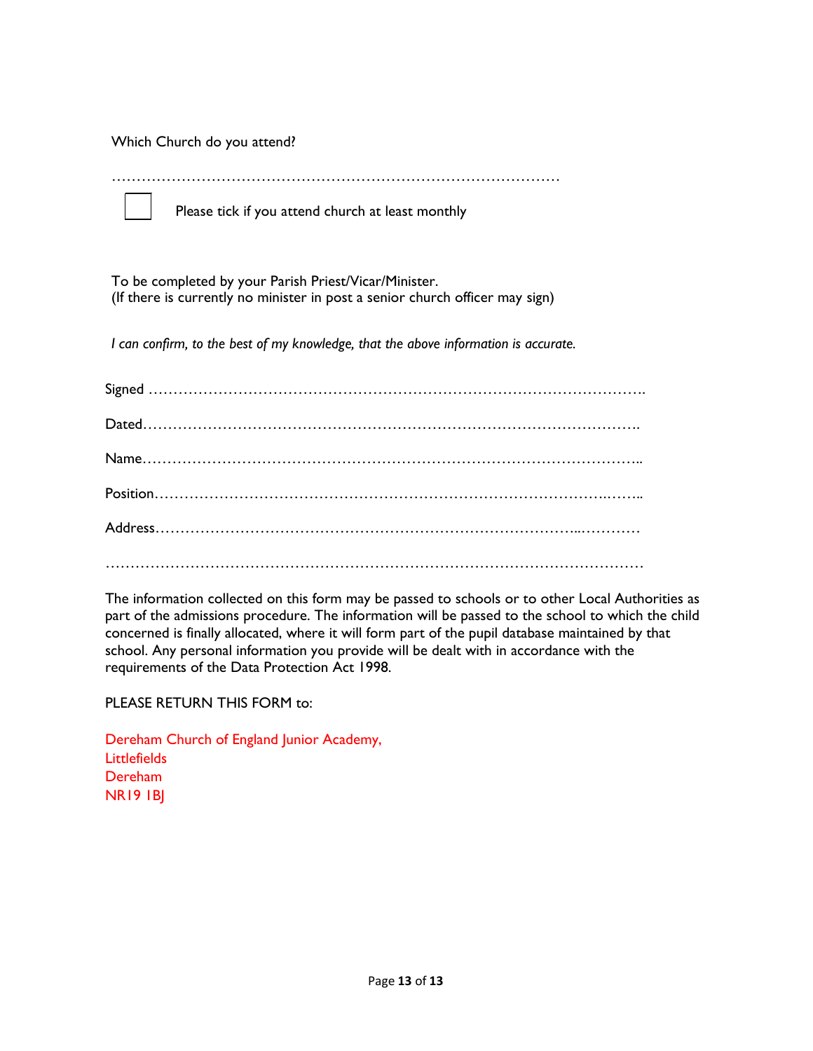Which Church do you attend?

…………………………………………………………………………………

☐ Please tick if you attend church at least monthly

To be completed by your Parish Priest/Vicar/Minister.
(If there is currently no minister in post a senior church officer may sign)

*I can confirm, to the best of my knowledge, that the above information is accurate.*

Signed ……………………………………………………………………………………….

Dated……………………………………………………………………………………….

Name………………………………………………………………………………………..

Position……………………………………………………………………………….……..

Address……………………………………………………………………………..…………

………………………………………………………………………………………………

The information collected on this form may be passed to schools or to other Local Authorities as part of the admissions procedure. The information will be passed to the school to which the child concerned is finally allocated, where it will form part of the pupil database maintained by that school. Any personal information you provide will be dealt with in accordance with the requirements of the Data Protection Act 1998.

PLEASE RETURN THIS FORM to:

Dereham Church of England Junior Academy,
Littlefields
Dereham
NR19 1BJ